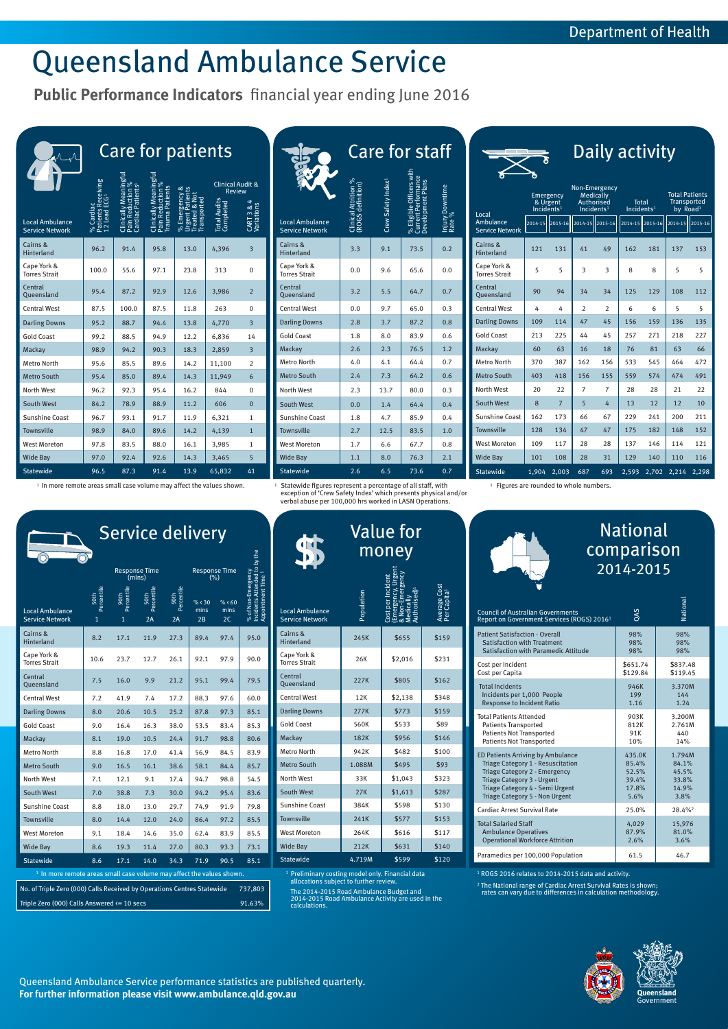Department of Health

# Queensland Ambulance Service

**Public Performance Indicators** financial year ending June 2016

## Care for patients

| Local Ambulance Service Network | % Cardiac Patients Receiving 12 Lead ECG[1] | Clinically Meaningful Pain Reduction % Cardiac Patients[1] | Clinically Meaningful Pain Reduction % Trauma Patients | % Emergency & Urgent Patients Treated & Not Transported | Clinical Audit & Review: Total Audits Completed | Clinical Audit & Review: CART 3 & 4 Variations |
|---|---|---|---|---|---|---|
| Cairns & Hinterland | 96.2 | 91.4 | 95.8 | 13.0 | 4,396 | 3 |
| Cape York & Torres Strait | 100.0 | 55.6 | 97.1 | 23.8 | 313 | 0 |
| Central Queensland | 95.4 | 87.2 | 92.9 | 12.6 | 3,986 | 2 |
| Central West | 87.5 | 100.0 | 87.5 | 11.8 | 263 | 0 |
| Darling Downs | 95.2 | 88.7 | 94.4 | 13.8 | 4,770 | 3 |
| Gold Coast | 99.2 | 88.5 | 94.9 | 12.2 | 6,836 | 14 |
| Mackay | 98.9 | 94.2 | 90.3 | 18.3 | 2,859 | 3 |
| Metro North | 95.6 | 85.5 | 89.6 | 14.2 | 11,100 | 2 |
| Metro South | 95.4 | 85.0 | 89.4 | 14.3 | 11,949 | 6 |
| North West | 96.2 | 92.3 | 95.4 | 16.2 | 844 | 0 |
| South West | 84.2 | 78.9 | 88.9 | 11.2 | 606 | 0 |
| Sunshine Coast | 96.7 | 93.1 | 91.7 | 11.9 | 6,321 | 1 |
| Townsville | 98.9 | 84.0 | 89.6 | 14.2 | 4,139 | 1 |
| West Moreton | 97.8 | 83.5 | 88.0 | 16.1 | 3,985 | 1 |
| Wide Bay | 97.0 | 92.4 | 92.6 | 14.3 | 3,465 | 5 |
| Statewide | 96.5 | 87.3 | 91.4 | 13.9 | 65,832 | 41 |

[1] In more remote areas small case volume may affect the values shown.

## Care for staff

| Local Ambulance Service Network | Clinical Attrition % (ROGS definition) | Crew Safety Index[1] | % Eligible Officers with Current Performance Development Plans | Injury Downtime Rate % |
|---|---|---|---|---|
| Cairns & Hinterland | 3.3 | 9.1 | 73.5 | 0.2 |
| Cape York & Torres Strait | 0.0 | 9.6 | 65.6 | 0.0 |
| Central Queensland | 3.2 | 5.5 | 64.7 | 0.7 |
| Central West | 0.0 | 9.7 | 65.0 | 0.3 |
| Darling Downs | 2.8 | 3.7 | 87.2 | 0.8 |
| Gold Coast | 1.8 | 8.0 | 83.9 | 0.6 |
| Mackay | 2.6 | 2.3 | 76.5 | 1.2 |
| Metro North | 4.0 | 4.1 | 64.4 | 0.7 |
| Metro South | 2.4 | 7.3 | 64.2 | 0.6 |
| North West | 2.3 | 13.7 | 80.0 | 0.3 |
| South West | 0.0 | 1.4 | 64.4 | 0.4 |
| Sunshine Coast | 1.8 | 4.7 | 85.9 | 0.4 |
| Townsville | 2.7 | 12.5 | 83.5 | 1.0 |
| West Moreton | 1.7 | 6.6 | 67.7 | 0.8 |
| Wide Bay | 1.1 | 8.0 | 76.3 | 2.1 |
| Statewide | 2.6 | 6.5 | 73.6 | 0.7 |

[1] Statewide figures represent a percentage of all staff, with exception of 'Crew Safety Index' which presents physical and/or verbal abuse per 100,000 hrs worked in LASN Operations.

## Daily activity

| Local Ambulance Service Network | Emergency & Urgent Incidents[1] | | Non-Emergency Medically Authorised Incidents[1] | | Total Incidents[1] | | Total Patients Transported by Road[1] | |
|---|---|---|---|---|---|---|---|---|
| | 2014-15 | 2015-16 | 2014-15 | 2015-16 | 2014-15 | 2015-16 | 2014-15 | 2015-16 |
| Cairns & Hinterland | 121 | 131 | 41 | 49 | 162 | 181 | 137 | 153 |
| Cape York & Torres Strait | 5 | 5 | 3 | 3 | 8 | 8 | 5 | 5 |
| Central Queensland | 90 | 94 | 34 | 34 | 125 | 129 | 108 | 112 |
| Central West | 4 | 4 | 2 | 2 | 6 | 6 | 5 | 5 |
| Darling Downs | 109 | 114 | 47 | 45 | 156 | 159 | 136 | 135 |
| Gold Coast | 213 | 225 | 44 | 45 | 257 | 271 | 218 | 227 |
| Mackay | 60 | 63 | 16 | 18 | 76 | 81 | 63 | 66 |
| Metro North | 370 | 387 | 162 | 156 | 533 | 545 | 464 | 472 |
| Metro South | 403 | 418 | 156 | 155 | 559 | 574 | 474 | 491 |
| North West | 20 | 22 | 7 | 7 | 28 | 28 | 21 | 22 |
| South West | 8 | 7 | 5 | 4 | 13 | 12 | 12 | 10 |
| Sunshine Coast | 162 | 173 | 66 | 67 | 229 | 241 | 200 | 211 |
| Townsville | 128 | 134 | 47 | 47 | 175 | 182 | 148 | 152 |
| West Moreton | 109 | 117 | 28 | 28 | 137 | 146 | 114 | 121 |
| Wide Bay | 101 | 108 | 28 | 31 | 129 | 140 | 110 | 116 |
| Statewide | 1,904 | 2,003 | 687 | 693 | 2,593 | 2,702 | 2,214 | 2,298 |

[1] Figures are rounded to whole numbers.

## Service delivery

| Local Ambulance Service Network | Response Time (mins) 50th Percentile 1 | Response Time (mins) 90th Percentile 1 | Response Time (mins) 50th Percentile 2A | Response Time (mins) 90th Percentile 2A | Response Time (%) % < 30 mins 2B | Response Time (%) % < 60 mins 2C | % of Non-Emergency Incidents Attended to by the Appointment Time[1] |
|---|---|---|---|---|---|---|---|
| Cairns & Hinterland | 8.2 | 17.1 | 11.9 | 27.3 | 89.4 | 97.4 | 95.0 |
| Cape York & Torres Strait | 10.6 | 23.7 | 12.7 | 26.1 | 92.1 | 97.9 | 90.0 |
| Central Queensland | 7.5 | 16.0 | 9.9 | 21.2 | 95.1 | 99.4 | 79.5 |
| Central West | 7.2 | 41.9 | 7.4 | 17.2 | 88.3 | 97.6 | 60.0 |
| Darling Downs | 8.0 | 20.6 | 10.5 | 25.2 | 87.8 | 97.3 | 85.1 |
| Gold Coast | 9.0 | 16.4 | 16.3 | 38.0 | 53.5 | 83.4 | 85.3 |
| Mackay | 8.1 | 19.0 | 10.5 | 24.4 | 91.7 | 98.8 | 80.6 |
| Metro North | 8.8 | 16.8 | 17.0 | 41.4 | 56.9 | 84.5 | 83.9 |
| Metro South | 9.0 | 16.5 | 16.1 | 38.6 | 58.1 | 84.4 | 85.7 |
| North West | 7.1 | 12.1 | 9.1 | 17.4 | 94.7 | 98.8 | 54.5 |
| South West | 7.0 | 38.8 | 7.3 | 30.0 | 94.2 | 95.4 | 83.6 |
| Sunshine Coast | 8.8 | 18.0 | 13.0 | 29.7 | 74.9 | 91.9 | 79.8 |
| Townsville | 8.0 | 14.4 | 12.0 | 24.0 | 86.4 | 97.2 | 85.5 |
| West Moreton | 9.1 | 18.4 | 14.6 | 35.0 | 62.4 | 83.9 | 85.5 |
| Wide Bay | 8.6 | 19.3 | 11.4 | 27.0 | 80.3 | 93.3 | 73.1 |
| Statewide | 8.6 | 17.1 | 14.0 | 34.3 | 71.9 | 90.5 | 85.1 |

[1] In more remote areas small case volume may affect the values shown.

| | |
|---|---|
| No. of Triple Zero (000) Calls Received by Operations Centres Statewide | 737,803 |
| Triple Zero (000) Calls Answered <= 10 secs | 91.63% |

## Value for money

| Local Ambulance Service Network | Population | Cost per Incident (Emergency, Urgent & Non-Emergency Medically Authorised)[1] | Average Cost Per Capita[1] |
|---|---|---|---|
| Cairns & Hinterland | 245K | $655 | $159 |
| Cape York & Torres Strait | 26K | $2,016 | $231 |
| Central Queensland | 227K | $805 | $162 |
| Central West | 12K | $2,138 | $348 |
| Darling Downs | 277K | $773 | $159 |
| Gold Coast | 560K | $533 | $89 |
| Mackay | 182K | $956 | $146 |
| Metro North | 942K | $482 | $100 |
| Metro South | 1.088M | $495 | $93 |
| North West | 33K | $1,043 | $323 |
| South West | 27K | $1,613 | $287 |
| Sunshine Coast | 384K | $598 | $130 |
| Townsville | 241K | $577 | $153 |
| West Moreton | 264K | $616 | $117 |
| Wide Bay | 212K | $631 | $140 |
| Statewide | 4.719M | $599 | $120 |

[1] Preliminary costing model only. Financial data allocations subject to further review.

The 2014-2015 Road Ambulance Budget and 2014-2015 Road Ambulance Activity are used in the calculations.

## National comparison 2014-2015

| Council of Australian Governments Report on Government Services (ROGS) 2016[1] | QAS | National |
|---|---|---|
| Patient Satisfaction - Overall | 98% | 98% |
| Satisfaction with Treatment | 98% | 98% |
| Satisfaction with Paramedic Attitude | 98% | 98% |
| Cost per Incident | $651.74 | $837.48 |
| Cost per Capita | $129.84 | $119.45 |
| Total Incidents | 946K | 3.370M |
| Incidents per 1,000 People | 199 | 144 |
| Response to Incident Ratio | 1.16 | 1.24 |
| Total Patients Attended | 903K | 3.200M |
| Patients Transported | 812K | 2.761M |
| Patients Not Transported | 91K | 440 |
| Patients Not Transported | 10% | 14% |
| ED Patients Arriving by Ambulance | 435.0K | 1.794M |
| Triage Category 1 - Resuscitation | 85.4% | 84.1% |
| Triage Category 2 - Emergency | 52.5% | 45.5% |
| Triage Category 3 - Urgent | 39.4% | 33.8% |
| Triage Category 4 - Semi Urgent | 17.8% | 14.9% |
| Triage Category 5 - Non Urgent | 5.6% | 3.8% |
| Cardiac Arrest Survival Rate | 25.0% | 28.4%[2] |
| Total Salaried Staff | 4,029 | 15,976 |
| Ambulance Operatives | 87.9% | 81.0% |
| Operational Workforce Attrition | 2.6% | 3.6% |
| Paramedics per 100,000 Population | 61.5 | 46.7 |

[1] ROGS 2016 relates to 2014-2015 data and activity.

[2] The National range of Cardiac Arrest Survival Rates is shown; rates can vary due to differences in calculation methodology.

Queensland Ambulance Service performance statistics are published quarterly.
**For further information please visit www.ambulance.qld.gov.au**

Queensland Government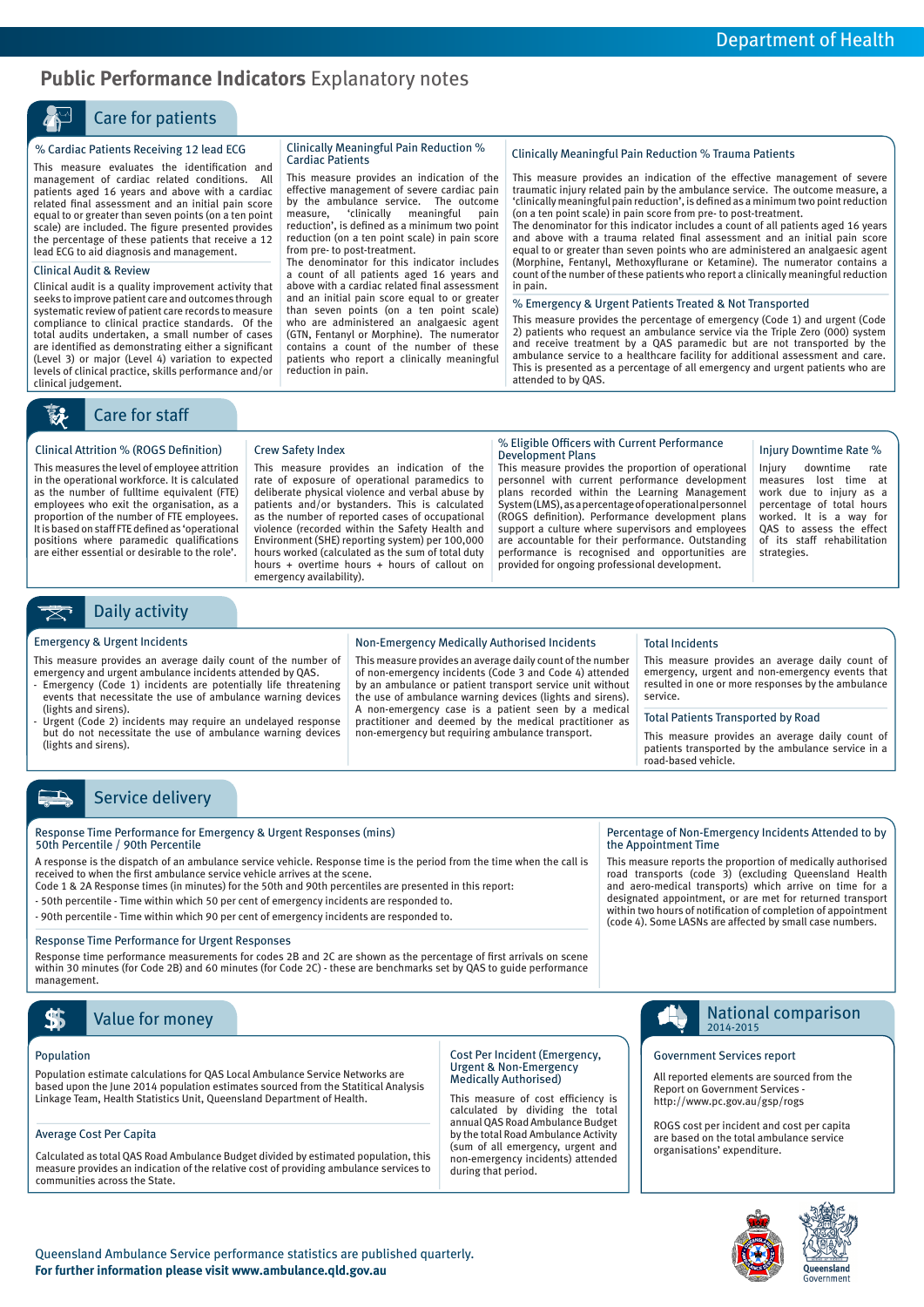Department of Health

# Public Performance Indicators Explanatory notes

## Care for patients

### % Cardiac Patients Receiving 12 lead ECG

This measure evaluates the identification and management of cardiac related conditions. All patients aged 16 years and above with a cardiac related final assessment and an initial pain score equal to or greater than seven points (on a ten point scale) are included. The figure presented provides the percentage of these patients that receive a 12 lead ECG to aid diagnosis and management.

### Clinical Audit & Review

Clinical audit is a quality improvement activity that seeks to improve patient care and outcomes through systematic review of patient care records to measure compliance to clinical practice standards. Of the total audits undertaken, a small number of cases are identified as demonstrating either a significant (Level 3) or major (Level 4) variation to expected levels of clinical practice, skills performance and/or clinical judgement.

### Clinically Meaningful Pain Reduction % Cardiac Patients

This measure provides an indication of the effective management of severe cardiac pain by the ambulance service. The outcome measure, 'clinically meaningful pain reduction', is defined as a minimum two point reduction (on a ten point scale) in pain score from pre- to post-treatment.

The denominator for this indicator includes a count of all patients aged 16 years and above with a cardiac related final assessment and an initial pain score equal to or greater than seven points (on a ten point scale) who are administered an analgesic agent (GTN, Fentanyl or Morphine). The numerator contains a count of the number of these patients who report a clinically meaningful reduction in pain.

### Clinically Meaningful Pain Reduction % Trauma Patients

This measure provides an indication of the effective management of severe traumatic injury related pain by the ambulance service. The outcome measure, a 'clinically meaningful pain reduction', is defined as a minimum two point reduction (on a ten point scale) in pain score from pre- to post-treatment.

The denominator for this indicator includes a count of all patients aged 16 years and above with a trauma related final assessment and an initial pain score equal to or greater than seven points who are administered an analgesic agent (Morphine, Fentanyl, Methoxyflurane or Ketamine). The numerator contains a count of the number of these patients who report a clinically meaningful reduction in pain.

### % Emergency & Urgent Patients Treated & Not Transported

This measure provides the percentage of emergency (Code 1) and urgent (Code 2) patients who request an ambulance service via the Triple Zero (000) system and receive treatment by a QAS paramedic but are not transported by the ambulance service to a healthcare facility for additional assessment and care. This is presented as a percentage of all emergency and urgent patients who are attended to by QAS.

## Care for staff

### Clinical Attrition % (ROGS Definition)

This measures the level of employee attrition in the operational workforce. It is calculated as the number of fulltime equivalent (FTE) employees who exit the organisation, as a proportion of the number of FTE employees. It is based on staff FTE defined as 'operational positions where paramedic qualifications are either essential or desirable to the role'.

### Crew Safety Index

This measure provides an indication of the rate of exposure of operational paramedics to deliberate physical violence and verbal abuse by patients and/or bystanders. This is calculated as the number of reported cases of occupational violence (recorded within the Safety Health and Environment (SHE) reporting system) per 100,000 hours worked (calculated as the sum of total duty hours + overtime hours + hours of callout on emergency availability).

### % Eligible Officers with Current Performance Development Plans

This measure provides the proportion of operational personnel with current performance development plans recorded within the Learning Management System (LMS), as a percentage of operational personnel (ROGS definition). Performance development plans support a culture where supervisors and employees are accountable for their performance. Outstanding performance is recognised and opportunities are provided for ongoing professional development.

### Injury Downtime Rate %

Injury downtime rate measures lost time at work due to injury as a percentage of total hours worked. It is a way for QAS to assess the effect of its staff rehabilitation strategies.

## Daily activity

### Emergency & Urgent Incidents

This measure provides an average daily count of the number of emergency and urgent ambulance incidents attended by QAS.

- Emergency (Code 1) incidents are potentially life threatening events that necessitate the use of ambulance warning devices (lights and sirens).
- Urgent (Code 2) incidents may require an undelayed response but do not necessitate the use of ambulance warning devices (lights and sirens).

### Non-Emergency Medically Authorised Incidents

This measure provides an average daily count of the number of non-emergency incidents (Code 3 and Code 4) attended by an ambulance or patient transport service unit without the use of ambulance warning devices (lights and sirens). A non-emergency case is a patient seen by a medical practitioner and deemed by the medical practitioner as non-emergency but requiring ambulance transport.

### Total Incidents

This measure provides an average daily count of emergency, urgent and non-emergency events that resulted in one or more responses by the ambulance service.

### Total Patients Transported by Road

This measure provides an average daily count of patients transported by the ambulance service in a road-based vehicle.

## Service delivery

### Response Time Performance for Emergency & Urgent Responses (mins) 50th Percentile / 90th Percentile

A response is the dispatch of an ambulance service vehicle. Response time is the period from the time when the call is received to when the first ambulance service vehicle arrives at the scene.

Code 1 & 2A Response times (in minutes) for the 50th and 90th percentiles are presented in this report:

- 50th percentile - Time within which 50 per cent of emergency incidents are responded to.
- 90th percentile - Time within which 90 per cent of emergency incidents are responded to.

### Response Time Performance for Urgent Responses

Response time performance measurements for codes 2B and 2C are shown as the percentage of first arrivals on scene within 30 minutes (for Code 2B) and 60 minutes (for Code 2C) - these are benchmarks set by QAS to guide performance management.

### Percentage of Non-Emergency Incidents Attended to by the Appointment Time

This measure reports the proportion of medically authorised road transports (code 3) (excluding Queensland Health and aero-medical transports) which arrive on time for a designated appointment, or are met for returned transport within two hours of notification of completion of appointment (code 4). Some LASNs are affected by small case numbers.

## Value for money

### Population

Population estimate calculations for QAS Local Ambulance Service Networks are based upon the June 2014 population estimates sourced from the Statitical Analysis Linkage Team, Health Statistics Unit, Queensland Department of Health.

### Average Cost Per Capita

Calculated as total QAS Road Ambulance Budget divided by estimated population, this measure provides an indication of the relative cost of providing ambulance services to communities across the State.

### Cost Per Incident (Emergency, Urgent & Non-Emergency Medically Authorised)

This measure of cost efficiency is calculated by dividing the total annual QAS Road Ambulance Budget by the total Road Ambulance Activity (sum of all emergency, urgent and non-emergency incidents) attended during that period.

## National comparison

2014-2015

### Government Services report

All reported elements are sourced from the Report on Government Services - http://www.pc.gov.au/gsp/rogs

ROGS cost per incident and cost per capita are based on the total ambulance service organisations' expenditure.

Queensland Ambulance Service performance statistics are published quarterly.

**For further information please visit www.ambulance.qld.gov.au**

Queensland Government